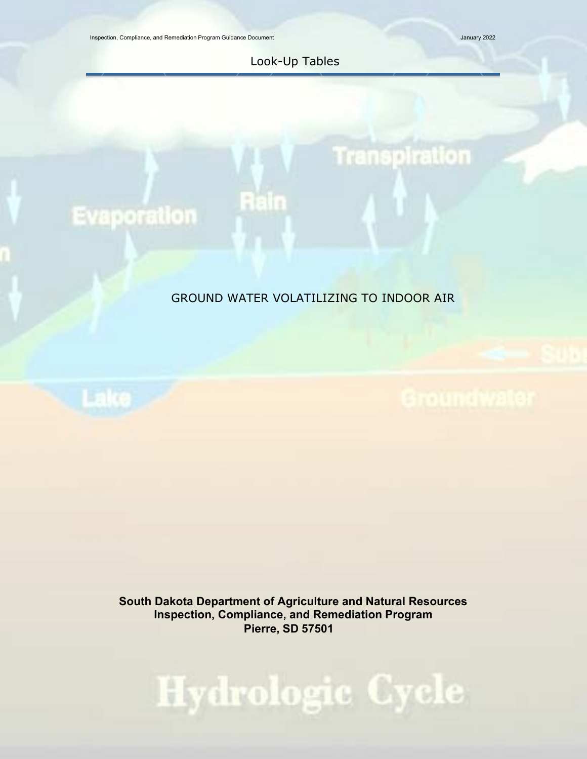# Look-Up Tables

## GROUND WATER VOLATILIZING TO INDOOR AIR

**South Dakota Department of Agriculture and Natural Resources**
**Inspection, Compliance, and Remediation Program**
**Pierre, SD 57501**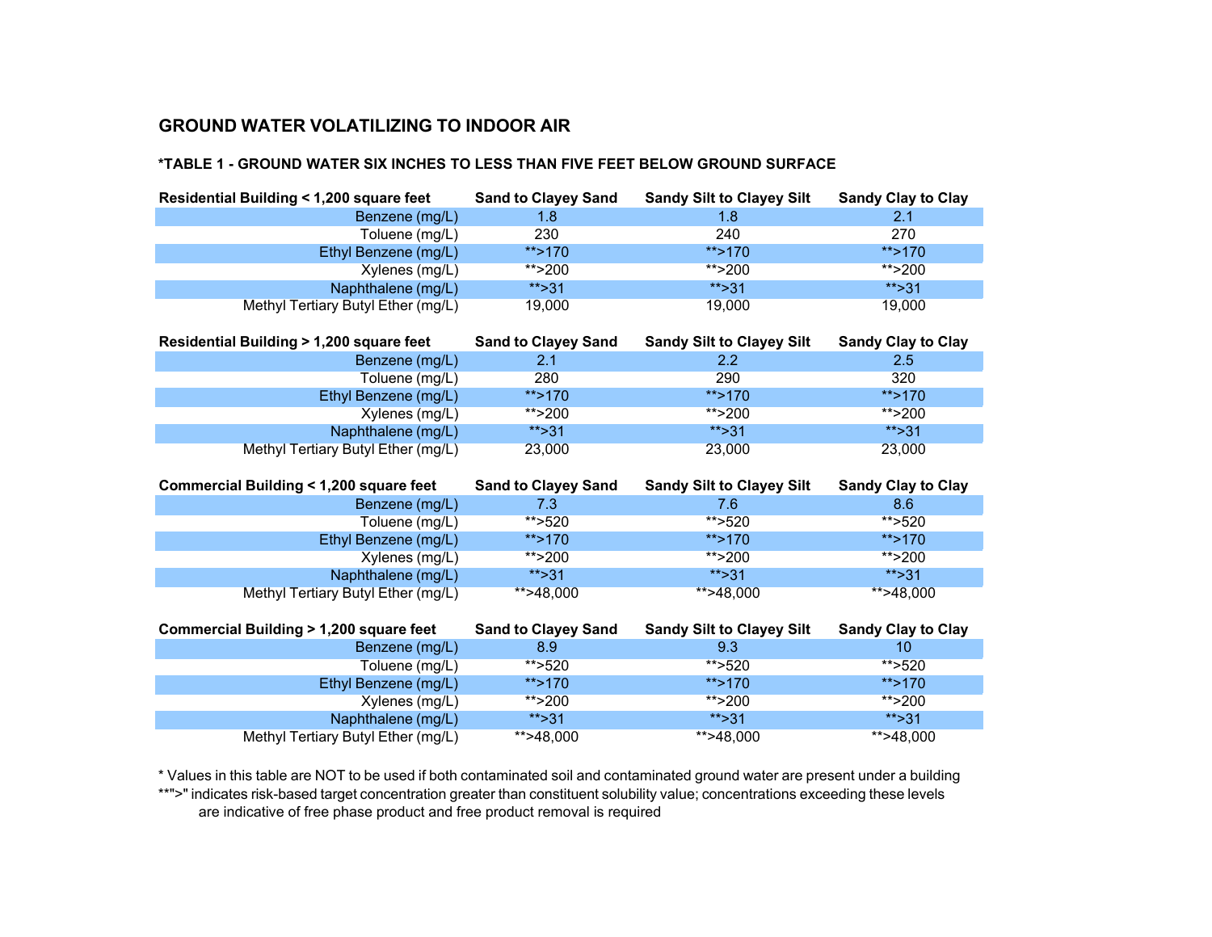## GROUND WATER VOLATILIZING TO INDOOR AIR

### *TABLE 1 - GROUND WATER SIX INCHES TO LESS THAN FIVE FEET BELOW GROUND SURFACE

| Residential Building < 1,200 square feet | Sand to Clayey Sand | Sandy Silt to Clayey Silt | Sandy Clay to Clay |
|---|---|---|---|
| Benzene (mg/L) | 1.8 | 1.8 | 2.1 |
| Toluene (mg/L) | 230 | 240 | 270 |
| Ethyl Benzene (mg/L) | **>170 | **>170 | **>170 |
| Xylenes (mg/L) | **>200 | **>200 | **>200 |
| Naphthalene (mg/L) | **>31 | **>31 | **>31 |
| Methyl Tertiary Butyl Ether (mg/L) | 19,000 | 19,000 | 19,000 |

| Residential Building > 1,200 square feet | Sand to Clayey Sand | Sandy Silt to Clayey Silt | Sandy Clay to Clay |
|---|---|---|---|
| Benzene (mg/L) | 2.1 | 2.2 | 2.5 |
| Toluene (mg/L) | 280 | 290 | 320 |
| Ethyl Benzene (mg/L) | **>170 | **>170 | **>170 |
| Xylenes (mg/L) | **>200 | **>200 | **>200 |
| Naphthalene (mg/L) | **>31 | **>31 | **>31 |
| Methyl Tertiary Butyl Ether (mg/L) | 23,000 | 23,000 | 23,000 |

| Commercial Building < 1,200 square feet | Sand to Clayey Sand | Sandy Silt to Clayey Silt | Sandy Clay to Clay |
|---|---|---|---|
| Benzene (mg/L) | 7.3 | 7.6 | 8.6 |
| Toluene (mg/L) | **>520 | **>520 | **>520 |
| Ethyl Benzene (mg/L) | **>170 | **>170 | **>170 |
| Xylenes (mg/L) | **>200 | **>200 | **>200 |
| Naphthalene (mg/L) | **>31 | **>31 | **>31 |
| Methyl Tertiary Butyl Ether (mg/L) | **>48,000 | **>48,000 | **>48,000 |

| Commercial Building > 1,200 square feet | Sand to Clayey Sand | Sandy Silt to Clayey Silt | Sandy Clay to Clay |
|---|---|---|---|
| Benzene (mg/L) | 8.9 | 9.3 | 10 |
| Toluene (mg/L) | **>520 | **>520 | **>520 |
| Ethyl Benzene (mg/L) | **>170 | **>170 | **>170 |
| Xylenes (mg/L) | **>200 | **>200 | **>200 |
| Naphthalene (mg/L) | **>31 | **>31 | **>31 |
| Methyl Tertiary Butyl Ether (mg/L) | **>48,000 | **>48,000 | **>48,000 |

* Values in this table are NOT to be used if both contaminated soil and contaminated ground water are present under a building

**">" indicates risk-based target concentration greater than constituent solubility value; concentrations exceeding these levels are indicative of free phase product and free product removal is required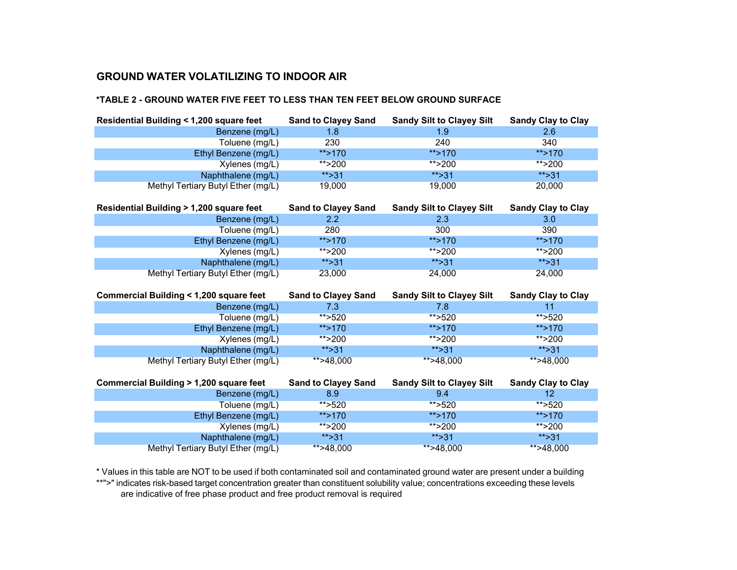## GROUND WATER VOLATILIZING TO INDOOR AIR

### *TABLE 2 - GROUND WATER FIVE FEET TO LESS THAN TEN FEET BELOW GROUND SURFACE

| Residential Building < 1,200 square feet | Sand to Clayey Sand | Sandy Silt to Clayey Silt | Sandy Clay to Clay |
|---|---|---|---|
| Benzene (mg/L) | 1.8 | 1.9 | 2.6 |
| Toluene (mg/L) | 230 | 240 | 340 |
| Ethyl Benzene (mg/L) | **>170 | **>170 | **>170 |
| Xylenes (mg/L) | **>200 | **>200 | **>200 |
| Naphthalene (mg/L) | **>31 | **>31 | **>31 |
| Methyl Tertiary Butyl Ether (mg/L) | 19,000 | 19,000 | 20,000 |

| Residential Building > 1,200 square feet | Sand to Clayey Sand | Sandy Silt to Clayey Silt | Sandy Clay to Clay |
|---|---|---|---|
| Benzene (mg/L) | 2.2 | 2.3 | 3.0 |
| Toluene (mg/L) | 280 | 300 | 390 |
| Ethyl Benzene (mg/L) | **>170 | **>170 | **>170 |
| Xylenes (mg/L) | **>200 | **>200 | **>200 |
| Naphthalene (mg/L) | **>31 | **>31 | **>31 |
| Methyl Tertiary Butyl Ether (mg/L) | 23,000 | 24,000 | 24,000 |

| Commercial Building < 1,200 square feet | Sand to Clayey Sand | Sandy Silt to Clayey Silt | Sandy Clay to Clay |
|---|---|---|---|
| Benzene (mg/L) | 7.3 | 7.8 | 11 |
| Toluene (mg/L) | **>520 | **>520 | **>520 |
| Ethyl Benzene (mg/L) | **>170 | **>170 | **>170 |
| Xylenes (mg/L) | **>200 | **>200 | **>200 |
| Naphthalene (mg/L) | **>31 | **>31 | **>31 |
| Methyl Tertiary Butyl Ether (mg/L) | **>48,000 | **>48,000 | **>48,000 |

| Commercial Building > 1,200 square feet | Sand to Clayey Sand | Sandy Silt to Clayey Silt | Sandy Clay to Clay |
|---|---|---|---|
| Benzene (mg/L) | 8.9 | 9.4 | 12 |
| Toluene (mg/L) | **>520 | **>520 | **>520 |
| Ethyl Benzene (mg/L) | **>170 | **>170 | **>170 |
| Xylenes (mg/L) | **>200 | **>200 | **>200 |
| Naphthalene (mg/L) | **>31 | **>31 | **>31 |
| Methyl Tertiary Butyl Ether (mg/L) | **>48,000 | **>48,000 | **>48,000 |

* Values in this table are NOT to be used if both contaminated soil and contaminated ground water are present under a building

**">" indicates risk-based target concentration greater than constituent solubility value; concentrations exceeding these levels are indicative of free phase product and free product removal is required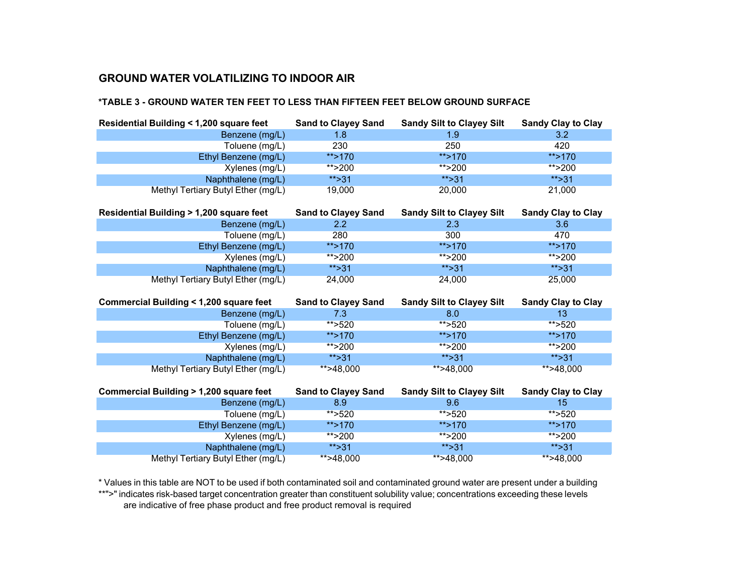## GROUND WATER VOLATILIZING TO INDOOR AIR

### *TABLE 3 - GROUND WATER TEN FEET TO LESS THAN FIFTEEN FEET BELOW GROUND SURFACE

| Residential Building < 1,200 square feet | Sand to Clayey Sand | Sandy Silt to Clayey Silt | Sandy Clay to Clay |
|---|---|---|---|
| Benzene (mg/L) | 1.8 | 1.9 | 3.2 |
| Toluene (mg/L) | 230 | 250 | 420 |
| Ethyl Benzene (mg/L) | **>170 | **>170 | **>170 |
| Xylenes (mg/L) | **>200 | **>200 | **>200 |
| Naphthalene (mg/L) | **>31 | **>31 | **>31 |
| Methyl Tertiary Butyl Ether (mg/L) | 19,000 | 20,000 | 21,000 |

| Residential Building > 1,200 square feet | Sand to Clayey Sand | Sandy Silt to Clayey Silt | Sandy Clay to Clay |
|---|---|---|---|
| Benzene (mg/L) | 2.2 | 2.3 | 3.6 |
| Toluene (mg/L) | 280 | 300 | 470 |
| Ethyl Benzene (mg/L) | **>170 | **>170 | **>170 |
| Xylenes (mg/L) | **>200 | **>200 | **>200 |
| Naphthalene (mg/L) | **>31 | **>31 | **>31 |
| Methyl Tertiary Butyl Ether (mg/L) | 24,000 | 24,000 | 25,000 |

| Commercial Building < 1,200 square feet | Sand to Clayey Sand | Sandy Silt to Clayey Silt | Sandy Clay to Clay |
|---|---|---|---|
| Benzene (mg/L) | 7.3 | 8.0 | 13 |
| Toluene (mg/L) | **>520 | **>520 | **>520 |
| Ethyl Benzene (mg/L) | **>170 | **>170 | **>170 |
| Xylenes (mg/L) | **>200 | **>200 | **>200 |
| Naphthalene (mg/L) | **>31 | **>31 | **>31 |
| Methyl Tertiary Butyl Ether (mg/L) | **>48,000 | **>48,000 | **>48,000 |

| Commercial Building > 1,200 square feet | Sand to Clayey Sand | Sandy Silt to Clayey Silt | Sandy Clay to Clay |
|---|---|---|---|
| Benzene (mg/L) | 8.9 | 9.6 | 15 |
| Toluene (mg/L) | **>520 | **>520 | **>520 |
| Ethyl Benzene (mg/L) | **>170 | **>170 | **>170 |
| Xylenes (mg/L) | **>200 | **>200 | **>200 |
| Naphthalene (mg/L) | **>31 | **>31 | **>31 |
| Methyl Tertiary Butyl Ether (mg/L) | **>48,000 | **>48,000 | **>48,000 |

* Values in this table are NOT to be used if both contaminated soil and contaminated ground water are present under a building

**">" indicates risk-based target concentration greater than constituent solubility value; concentrations exceeding these levels are indicative of free phase product and free product removal is required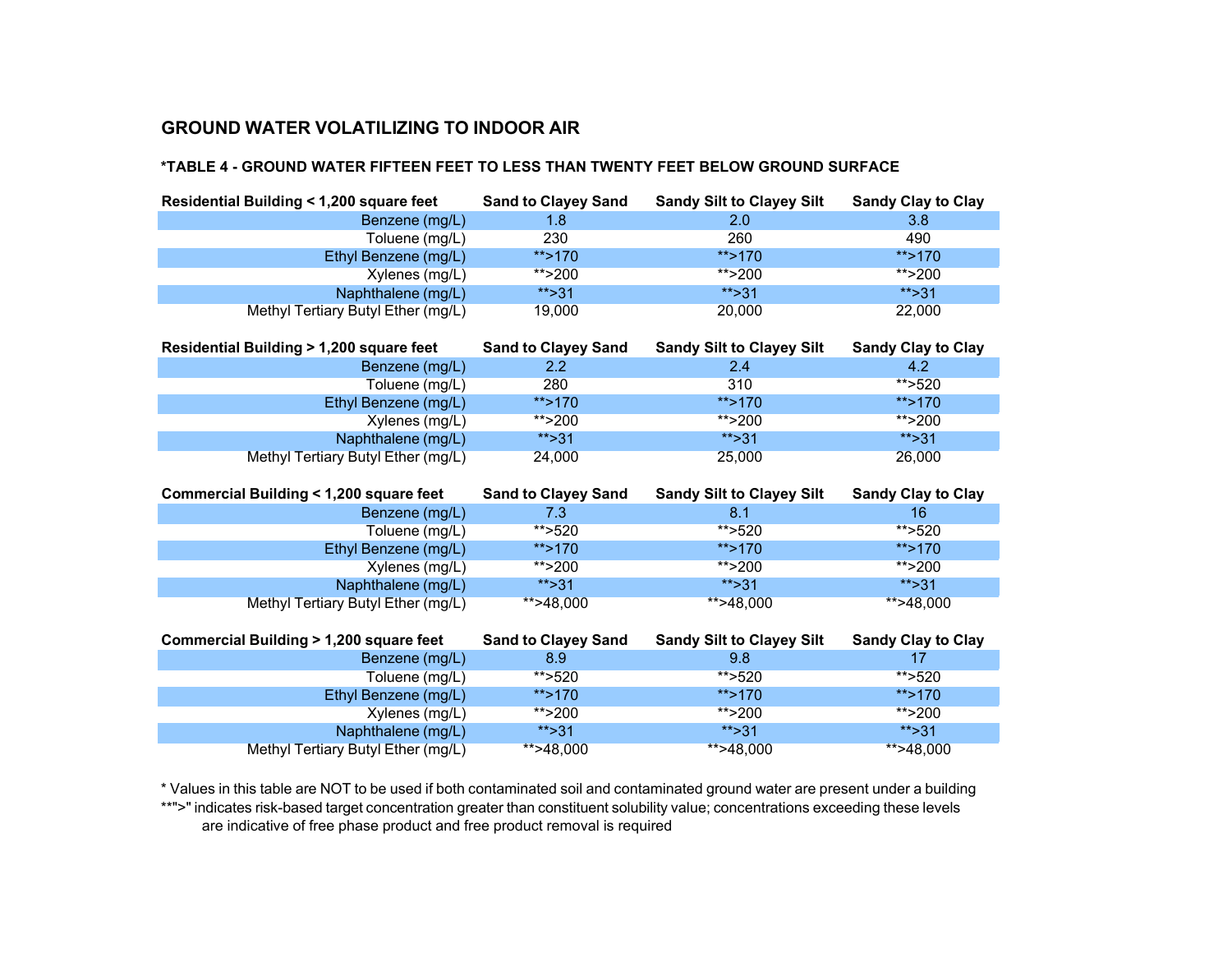## GROUND WATER VOLATILIZING TO INDOOR AIR

### *TABLE 4 - GROUND WATER FIFTEEN FEET TO LESS THAN TWENTY FEET BELOW GROUND SURFACE

| Residential Building < 1,200 square feet | Sand to Clayey Sand | Sandy Silt to Clayey Silt | Sandy Clay to Clay |
|---|---|---|---|
| Benzene (mg/L) | 1.8 | 2.0 | 3.8 |
| Toluene (mg/L) | 230 | 260 | 490 |
| Ethyl Benzene (mg/L) | **>170 | **>170 | **>170 |
| Xylenes (mg/L) | **>200 | **>200 | **>200 |
| Naphthalene (mg/L) | **>31 | **>31 | **>31 |
| Methyl Tertiary Butyl Ether (mg/L) | 19,000 | 20,000 | 22,000 |

| Residential Building > 1,200 square feet | Sand to Clayey Sand | Sandy Silt to Clayey Silt | Sandy Clay to Clay |
|---|---|---|---|
| Benzene (mg/L) | 2.2 | 2.4 | 4.2 |
| Toluene (mg/L) | 280 | 310 | **>520 |
| Ethyl Benzene (mg/L) | **>170 | **>170 | **>170 |
| Xylenes (mg/L) | **>200 | **>200 | **>200 |
| Naphthalene (mg/L) | **>31 | **>31 | **>31 |
| Methyl Tertiary Butyl Ether (mg/L) | 24,000 | 25,000 | 26,000 |

| Commercial Building < 1,200 square feet | Sand to Clayey Sand | Sandy Silt to Clayey Silt | Sandy Clay to Clay |
|---|---|---|---|
| Benzene (mg/L) | 7.3 | 8.1 | 16 |
| Toluene (mg/L) | **>520 | **>520 | **>520 |
| Ethyl Benzene (mg/L) | **>170 | **>170 | **>170 |
| Xylenes (mg/L) | **>200 | **>200 | **>200 |
| Naphthalene (mg/L) | **>31 | **>31 | **>31 |
| Methyl Tertiary Butyl Ether (mg/L) | **>48,000 | **>48,000 | **>48,000 |

| Commercial Building > 1,200 square feet | Sand to Clayey Sand | Sandy Silt to Clayey Silt | Sandy Clay to Clay |
|---|---|---|---|
| Benzene (mg/L) | 8.9 | 9.8 | 17 |
| Toluene (mg/L) | **>520 | **>520 | **>520 |
| Ethyl Benzene (mg/L) | **>170 | **>170 | **>170 |
| Xylenes (mg/L) | **>200 | **>200 | **>200 |
| Naphthalene (mg/L) | **>31 | **>31 | **>31 |
| Methyl Tertiary Butyl Ether (mg/L) | **>48,000 | **>48,000 | **>48,000 |

* Values in this table are NOT to be used if both contaminated soil and contaminated ground water are present under a building

**">" indicates risk-based target concentration greater than constituent solubility value; concentrations exceeding these levels are indicative of free phase product and free product removal is required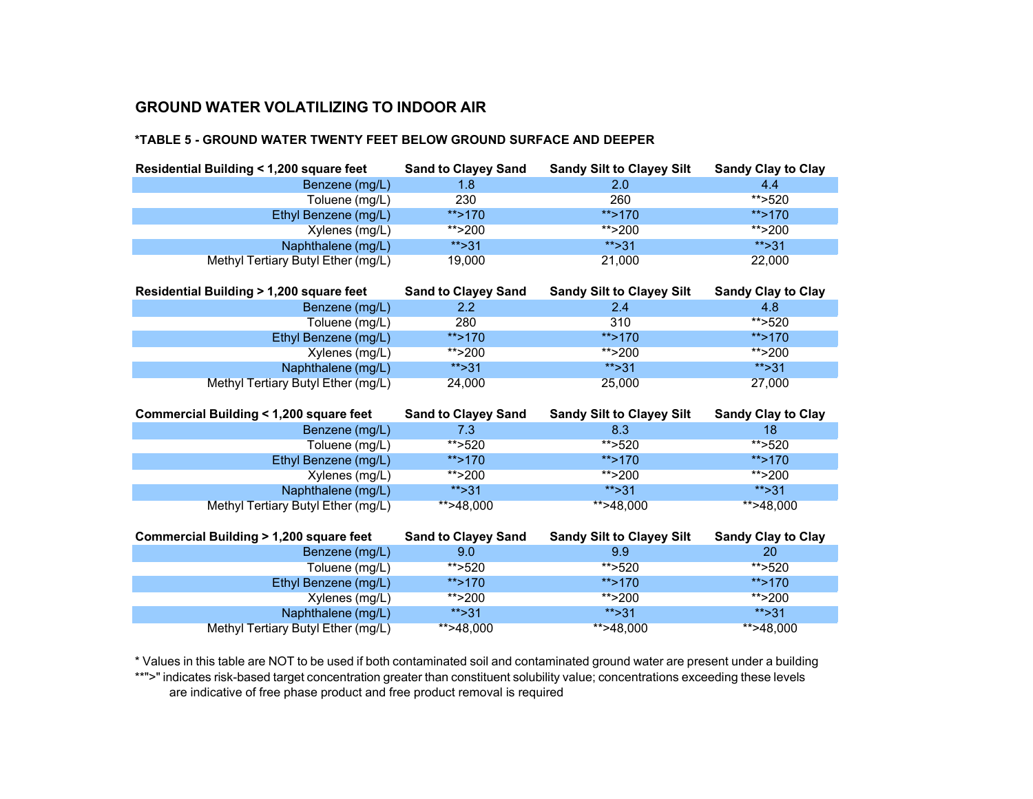## GROUND WATER VOLATILIZING TO INDOOR AIR

### *TABLE 5 - GROUND WATER TWENTY FEET BELOW GROUND SURFACE AND DEEPER

| **Residential Building < 1,200 square feet** | **Sand to Clayey Sand** | **Sandy Silt to Clayey Silt** | **Sandy Clay to Clay** |
|---|---|---|---|
| Benzene (mg/L) | 1.8 | 2.0 | 4.4 |
| Toluene (mg/L) | 230 | 260 | **>520 |
| Ethyl Benzene (mg/L) | **>170 | **>170 | **>170 |
| Xylenes (mg/L) | **>200 | **>200 | **>200 |
| Naphthalene (mg/L) | **>31 | **>31 | **>31 |
| Methyl Tertiary Butyl Ether (mg/L) | 19,000 | 21,000 | 22,000 |

| **Residential Building > 1,200 square feet** | **Sand to Clayey Sand** | **Sandy Silt to Clayey Silt** | **Sandy Clay to Clay** |
|---|---|---|---|
| Benzene (mg/L) | 2.2 | 2.4 | 4.8 |
| Toluene (mg/L) | 280 | 310 | **>520 |
| Ethyl Benzene (mg/L) | **>170 | **>170 | **>170 |
| Xylenes (mg/L) | **>200 | **>200 | **>200 |
| Naphthalene (mg/L) | **>31 | **>31 | **>31 |
| Methyl Tertiary Butyl Ether (mg/L) | 24,000 | 25,000 | 27,000 |

| **Commercial Building < 1,200 square feet** | **Sand to Clayey Sand** | **Sandy Silt to Clayey Silt** | **Sandy Clay to Clay** |
|---|---|---|---|
| Benzene (mg/L) | 7.3 | 8.3 | 18 |
| Toluene (mg/L) | **>520 | **>520 | **>520 |
| Ethyl Benzene (mg/L) | **>170 | **>170 | **>170 |
| Xylenes (mg/L) | **>200 | **>200 | **>200 |
| Naphthalene (mg/L) | **>31 | **>31 | **>31 |
| Methyl Tertiary Butyl Ether (mg/L) | **>48,000 | **>48,000 | **>48,000 |

| **Commercial Building > 1,200 square feet** | **Sand to Clayey Sand** | **Sandy Silt to Clayey Silt** | **Sandy Clay to Clay** |
|---|---|---|---|
| Benzene (mg/L) | 9.0 | 9.9 | 20 |
| Toluene (mg/L) | **>520 | **>520 | **>520 |
| Ethyl Benzene (mg/L) | **>170 | **>170 | **>170 |
| Xylenes (mg/L) | **>200 | **>200 | **>200 |
| Naphthalene (mg/L) | **>31 | **>31 | **>31 |
| Methyl Tertiary Butyl Ether (mg/L) | **>48,000 | **>48,000 | **>48,000 |

* Values in this table are NOT to be used if both contaminated soil and contaminated ground water are present under a building

**">" indicates risk-based target concentration greater than constituent solubility value; concentrations exceeding these levels are indicative of free phase product and free product removal is required